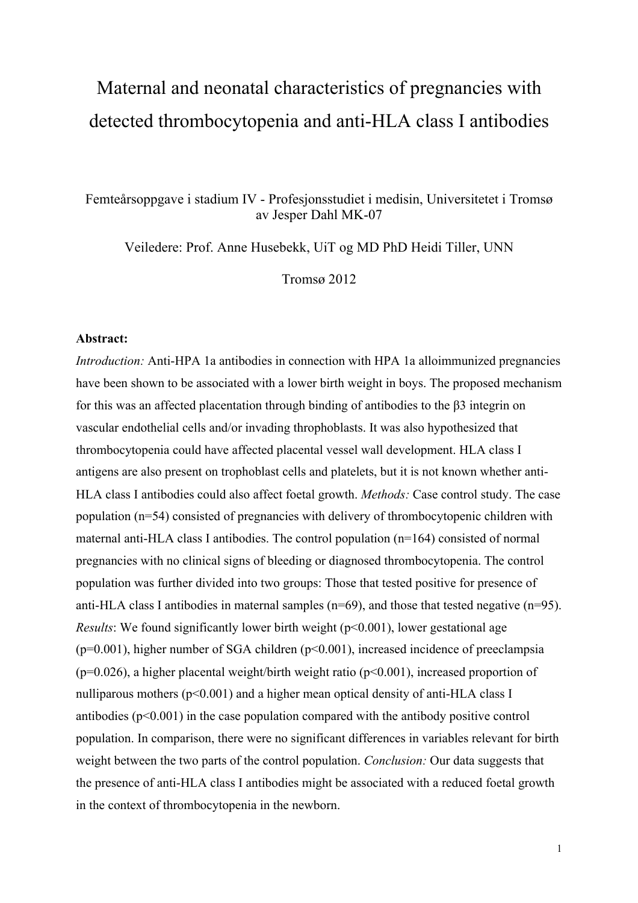# Maternal and neonatal characteristics of pregnancies with detected thrombocytopenia and anti-HLA class I antibodies

Femteårsoppgave i stadium IV - Profesjonsstudiet i medisin, Universitetet i Tromsø av Jesper Dahl MK-07

Veiledere: Prof. Anne Husebekk, UiT og MD PhD Heidi Tiller, UNN

Tromsø 2012

**Abstract:**

*Introduction:* Anti-HPA 1a antibodies in connection with HPA 1a alloimmunized pregnancies have been shown to be associated with a lower birth weight in boys. The proposed mechanism for this was an affected placentation through binding of antibodies to the β3 integrin on vascular endothelial cells and/or invading throphoblasts. It was also hypothesized that thrombocytopenia could have affected placental vessel wall development. HLA class I antigens are also present on trophoblast cells and platelets, but it is not known whether anti-HLA class I antibodies could also affect foetal growth. *Methods:* Case control study. The case population (n=54) consisted of pregnancies with delivery of thrombocytopenic children with maternal anti-HLA class I antibodies. The control population (n=164) consisted of normal pregnancies with no clinical signs of bleeding or diagnosed thrombocytopenia. The control population was further divided into two groups: Those that tested positive for presence of anti-HLA class I antibodies in maternal samples (n=69), and those that tested negative (n=95). *Results*: We found significantly lower birth weight ($p<0.001$), lower gestational age ($p=0.001$), higher number of SGA children ($p<0.001$), increased incidence of preeclampsia ($p=0.026$), a higher placental weight/birth weight ratio ($p<0.001$), increased proportion of nulliparous mothers ($p<0.001$) and a higher mean optical density of anti-HLA class I antibodies ($p<0.001$) in the case population compared with the antibody positive control population. In comparison, there were no significant differences in variables relevant for birth weight between the two parts of the control population. *Conclusion:* Our data suggests that the presence of anti-HLA class I antibodies might be associated with a reduced foetal growth in the context of thrombocytopenia in the newborn.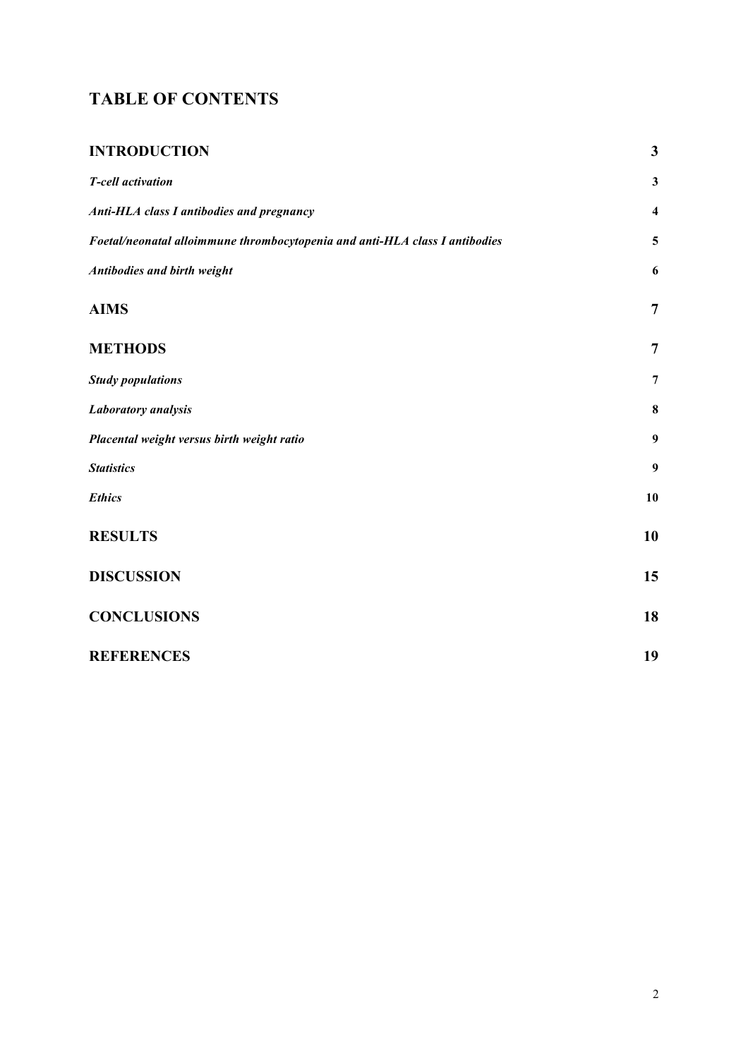## TABLE OF CONTENTS

| | |
|---|---|
| **INTRODUCTION** | **3** |
| ***T-cell activation*** | **3** |
| ***Anti-HLA class I antibodies and pregnancy*** | **4** |
| ***Foetal/neonatal alloimmune thrombocytopenia and anti-HLA class I antibodies*** | **5** |
| ***Antibodies and birth weight*** | **6** |
| **AIMS** | **7** |
| **METHODS** | **7** |
| ***Study populations*** | **7** |
| ***Laboratory analysis*** | **8** |
| ***Placental weight versus birth weight ratio*** | **9** |
| ***Statistics*** | **9** |
| ***Ethics*** | **10** |
| **RESULTS** | **10** |
| **DISCUSSION** | **15** |
| **CONCLUSIONS** | **18** |
| **REFERENCES** | **19** |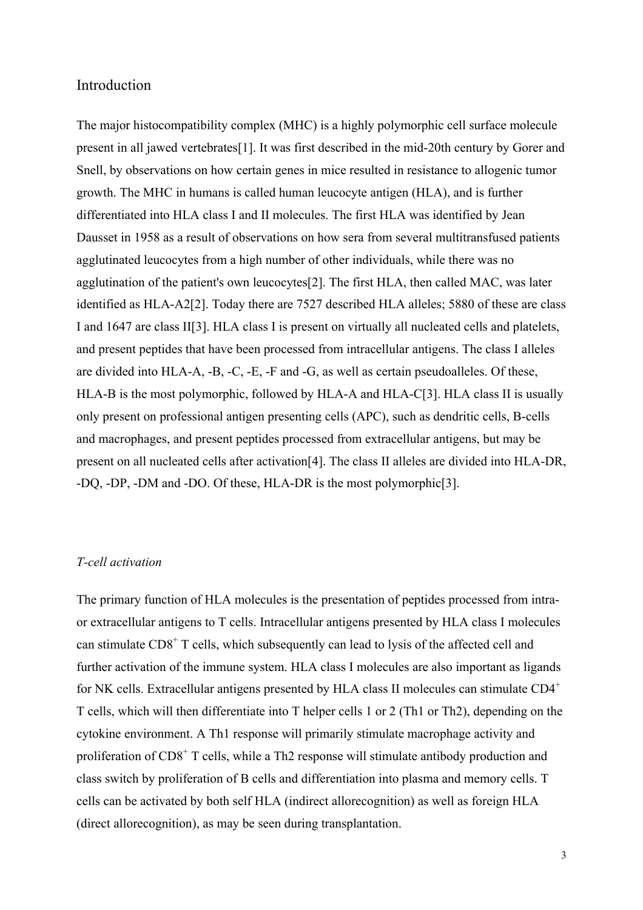## Introduction

The major histocompatibility complex (MHC) is a highly polymorphic cell surface molecule present in all jawed vertebrates[1]. It was first described in the mid-20th century by Gorer and Snell, by observations on how certain genes in mice resulted in resistance to allogenic tumor growth. The MHC in humans is called human leucocyte antigen (HLA), and is further differentiated into HLA class I and II molecules. The first HLA was identified by Jean Dausset in 1958 as a result of observations on how sera from several multitransfused patients agglutinated leucocytes from a high number of other individuals, while there was no agglutination of the patient's own leucocytes[2]. The first HLA, then called MAC, was later identified as HLA-A2[2]. Today there are 7527 described HLA alleles; 5880 of these are class I and 1647 are class II[3]. HLA class I is present on virtually all nucleated cells and platelets, and present peptides that have been processed from intracellular antigens. The class I alleles are divided into HLA-A, -B, -C, -E, -F and -G, as well as certain pseudoalleles. Of these, HLA-B is the most polymorphic, followed by HLA-A and HLA-C[3]. HLA class II is usually only present on professional antigen presenting cells (APC), such as dendritic cells, B-cells and macrophages, and present peptides processed from extracellular antigens, but may be present on all nucleated cells after activation[4]. The class II alleles are divided into HLA-DR, -DQ, -DP, -DM and -DO. Of these, HLA-DR is the most polymorphic[3].

### *T-cell activation*

The primary function of HLA molecules is the presentation of peptides processed from intra- or extracellular antigens to T cells. Intracellular antigens presented by HLA class I molecules can stimulate $CD8^+$ T cells, which subsequently can lead to lysis of the affected cell and further activation of the immune system. HLA class I molecules are also important as ligands for NK cells. Extracellular antigens presented by HLA class II molecules can stimulate $CD4^+$ T cells, which will then differentiate into T helper cells 1 or 2 (Th1 or Th2), depending on the cytokine environment. A Th1 response will primarily stimulate macrophage activity and proliferation of $CD8^+$ T cells, while a Th2 response will stimulate antibody production and class switch by proliferation of B cells and differentiation into plasma and memory cells. T cells can be activated by both self HLA (indirect allorecognition) as well as foreign HLA (direct allorecognition), as may be seen during transplantation.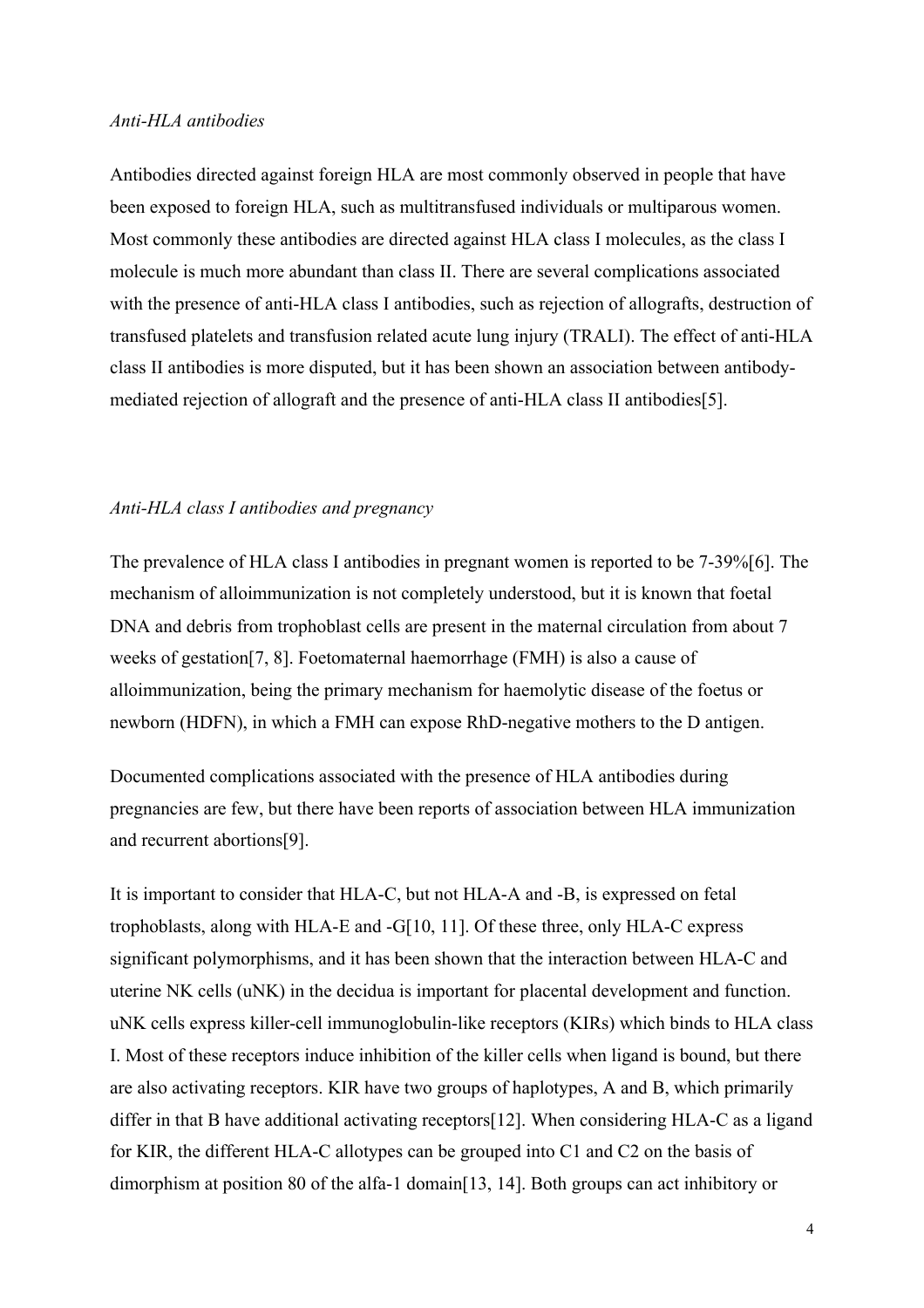*Anti-HLA antibodies*

Antibodies directed against foreign HLA are most commonly observed in people that have been exposed to foreign HLA, such as multitransfused individuals or multiparous women. Most commonly these antibodies are directed against HLA class I molecules, as the class I molecule is much more abundant than class II. There are several complications associated with the presence of anti-HLA class I antibodies, such as rejection of allografts, destruction of transfused platelets and transfusion related acute lung injury (TRALI). The effect of anti-HLA class II antibodies is more disputed, but it has been shown an association between antibody-mediated rejection of allograft and the presence of anti-HLA class II antibodies[5].

*Anti-HLA class I antibodies and pregnancy*

The prevalence of HLA class I antibodies in pregnant women is reported to be 7-39%[6]. The mechanism of alloimmunization is not completely understood, but it is known that foetal DNA and debris from trophoblast cells are present in the maternal circulation from about 7 weeks of gestation[7, 8]. Foetomaternal haemorrhage (FMH) is also a cause of alloimmunization, being the primary mechanism for haemolytic disease of the foetus or newborn (HDFN), in which a FMH can expose RhD-negative mothers to the D antigen.

Documented complications associated with the presence of HLA antibodies during pregnancies are few, but there have been reports of association between HLA immunization and recurrent abortions[9].

It is important to consider that HLA-C, but not HLA-A and -B, is expressed on fetal trophoblasts, along with HLA-E and -G[10, 11]. Of these three, only HLA-C express significant polymorphisms, and it has been shown that the interaction between HLA-C and uterine NK cells (uNK) in the decidua is important for placental development and function. uNK cells express killer-cell immunoglobulin-like receptors (KIRs) which binds to HLA class I. Most of these receptors induce inhibition of the killer cells when ligand is bound, but there are also activating receptors. KIR have two groups of haplotypes, A and B, which primarily differ in that B have additional activating receptors[12]. When considering HLA-C as a ligand for KIR, the different HLA-C allotypes can be grouped into C1 and C2 on the basis of dimorphism at position 80 of the alfa-1 domain[13, 14]. Both groups can act inhibitory or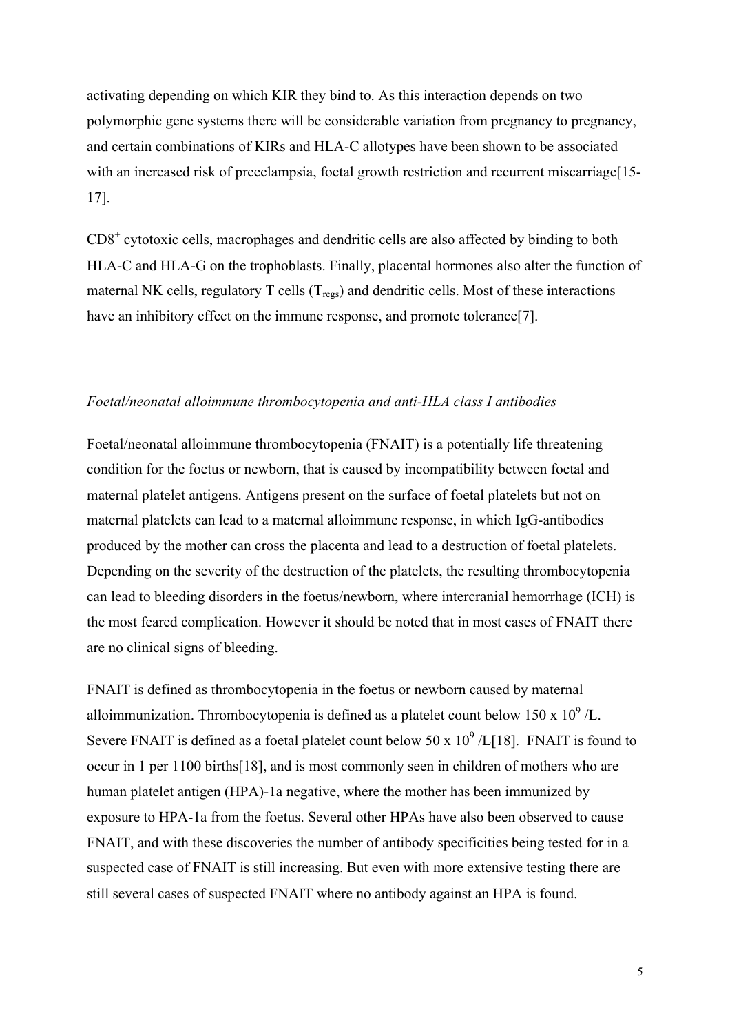activating depending on which KIR they bind to. As this interaction depends on two polymorphic gene systems there will be considerable variation from pregnancy to pregnancy, and certain combinations of KIRs and HLA-C allotypes have been shown to be associated with an increased risk of preeclampsia, foetal growth restriction and recurrent miscarriage[15-17].

$CD8^+$ cytotoxic cells, macrophages and dendritic cells are also affected by binding to both HLA-C and HLA-G on the trophoblasts. Finally, placental hormones also alter the function of maternal NK cells, regulatory T cells ($T_{regs}$) and dendritic cells. Most of these interactions have an inhibitory effect on the immune response, and promote tolerance[7].

*Foetal/neonatal alloimmune thrombocytopenia and anti-HLA class I antibodies*

Foetal/neonatal alloimmune thrombocytopenia (FNAIT) is a potentially life threatening condition for the foetus or newborn, that is caused by incompatibility between foetal and maternal platelet antigens. Antigens present on the surface of foetal platelets but not on maternal platelets can lead to a maternal alloimmune response, in which IgG-antibodies produced by the mother can cross the placenta and lead to a destruction of foetal platelets. Depending on the severity of the destruction of the platelets, the resulting thrombocytopenia can lead to bleeding disorders in the foetus/newborn, where intercranial hemorrhage (ICH) is the most feared complication. However it should be noted that in most cases of FNAIT there are no clinical signs of bleeding.

FNAIT is defined as thrombocytopenia in the foetus or newborn caused by maternal alloimmunization. Thrombocytopenia is defined as a platelet count below $150 \times 10^9$ /L. Severe FNAIT is defined as a foetal platelet count below $50 \times 10^9$ /L[18]. FNAIT is found to occur in 1 per 1100 births[18], and is most commonly seen in children of mothers who are human platelet antigen (HPA)-1a negative, where the mother has been immunized by exposure to HPA-1a from the foetus. Several other HPAs have also been observed to cause FNAIT, and with these discoveries the number of antibody specificities being tested for in a suspected case of FNAIT is still increasing. But even with more extensive testing there are still several cases of suspected FNAIT where no antibody against an HPA is found.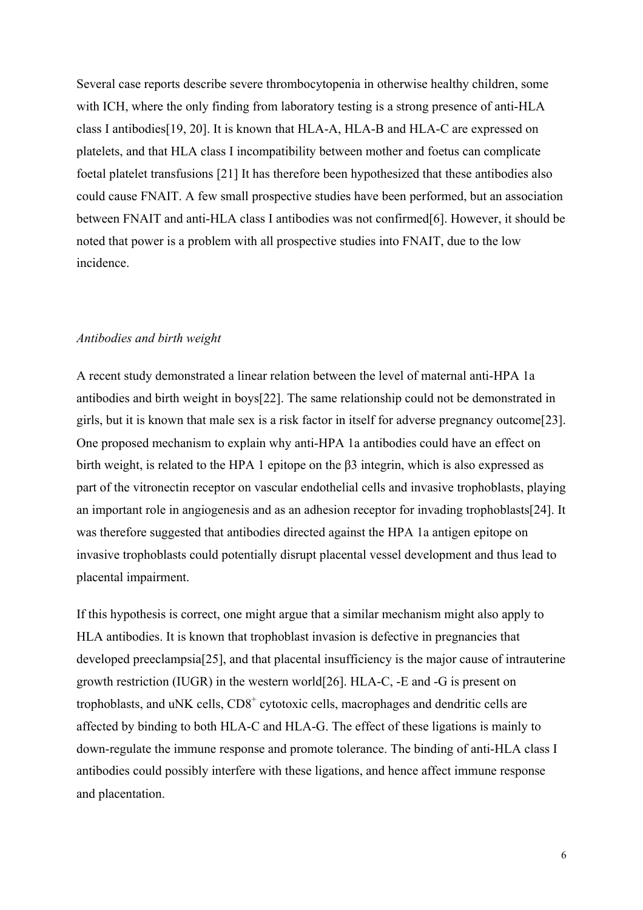Several case reports describe severe thrombocytopenia in otherwise healthy children, some with ICH, where the only finding from laboratory testing is a strong presence of anti-HLA class I antibodies[19, 20]. It is known that HLA-A, HLA-B and HLA-C are expressed on platelets, and that HLA class I incompatibility between mother and foetus can complicate foetal platelet transfusions [21] It has therefore been hypothesized that these antibodies also could cause FNAIT. A few small prospective studies have been performed, but an association between FNAIT and anti-HLA class I antibodies was not confirmed[6]. However, it should be noted that power is a problem with all prospective studies into FNAIT, due to the low incidence.

*Antibodies and birth weight*

A recent study demonstrated a linear relation between the level of maternal anti-HPA 1a antibodies and birth weight in boys[22]. The same relationship could not be demonstrated in girls, but it is known that male sex is a risk factor in itself for adverse pregnancy outcome[23]. One proposed mechanism to explain why anti-HPA 1a antibodies could have an effect on birth weight, is related to the HPA 1 epitope on the β3 integrin, which is also expressed as part of the vitronectin receptor on vascular endothelial cells and invasive trophoblasts, playing an important role in angiogenesis and as an adhesion receptor for invading trophoblasts[24]. It was therefore suggested that antibodies directed against the HPA 1a antigen epitope on invasive trophoblasts could potentially disrupt placental vessel development and thus lead to placental impairment.

If this hypothesis is correct, one might argue that a similar mechanism might also apply to HLA antibodies. It is known that trophoblast invasion is defective in pregnancies that developed preeclampsia[25], and that placental insufficiency is the major cause of intrauterine growth restriction (IUGR) in the western world[26]. HLA-C, -E and -G is present on trophoblasts, and uNK cells, $CD8^{+}$ cytotoxic cells, macrophages and dendritic cells are affected by binding to both HLA-C and HLA-G. The effect of these ligations is mainly to down-regulate the immune response and promote tolerance. The binding of anti-HLA class I antibodies could possibly interfere with these ligations, and hence affect immune response and placentation.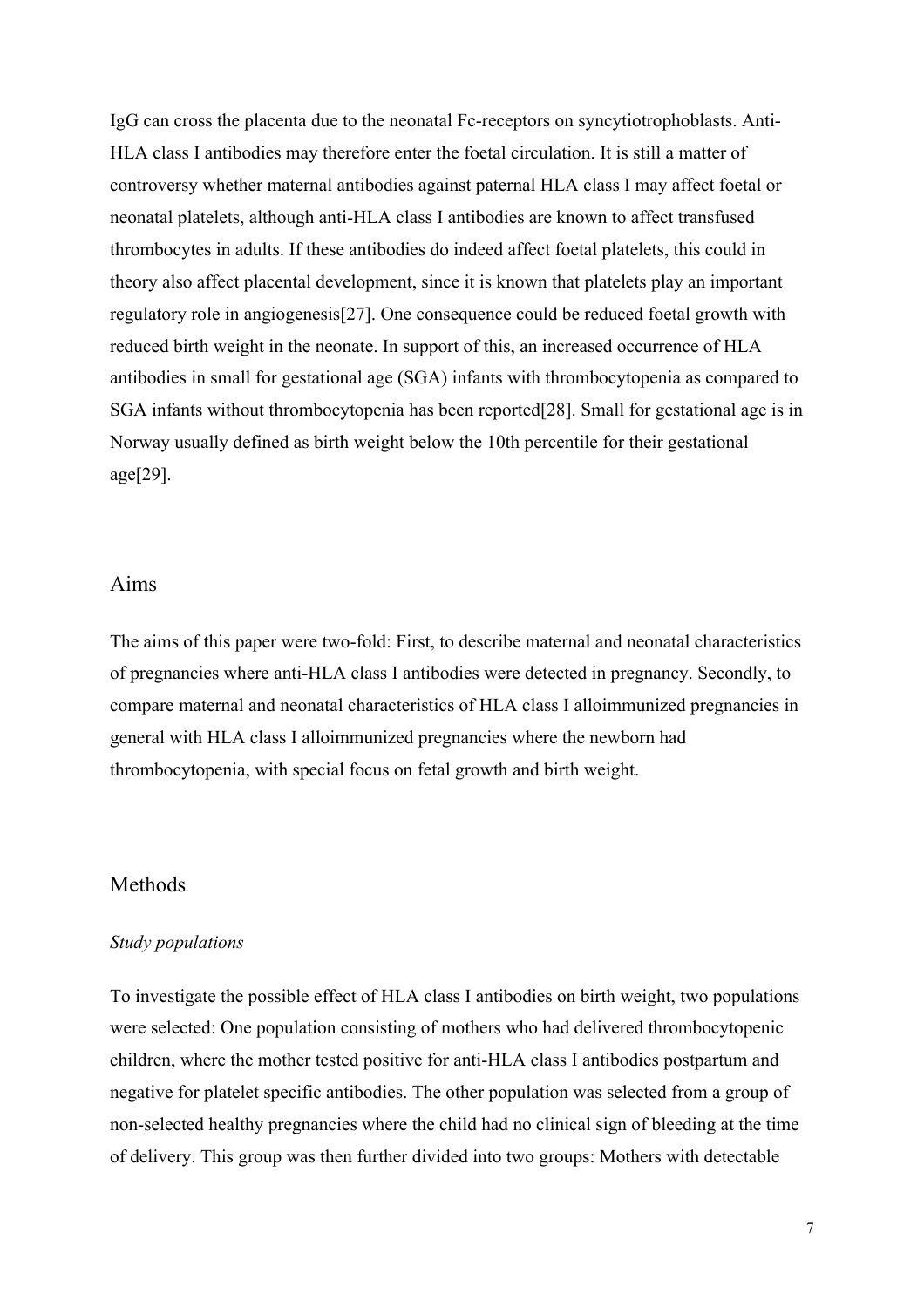IgG can cross the placenta due to the neonatal Fc-receptors on syncytiotrophoblasts. Anti-HLA class I antibodies may therefore enter the foetal circulation. It is still a matter of controversy whether maternal antibodies against paternal HLA class I may affect foetal or neonatal platelets, although anti-HLA class I antibodies are known to affect transfused thrombocytes in adults. If these antibodies do indeed affect foetal platelets, this could in theory also affect placental development, since it is known that platelets play an important regulatory role in angiogenesis[27]. One consequence could be reduced foetal growth with reduced birth weight in the neonate. In support of this, an increased occurrence of HLA antibodies in small for gestational age (SGA) infants with thrombocytopenia as compared to SGA infants without thrombocytopenia has been reported[28]. Small for gestational age is in Norway usually defined as birth weight below the 10th percentile for their gestational age[29].

## Aims

The aims of this paper were two-fold: First, to describe maternal and neonatal characteristics of pregnancies where anti-HLA class I antibodies were detected in pregnancy. Secondly, to compare maternal and neonatal characteristics of HLA class I alloimmunized pregnancies in general with HLA class I alloimmunized pregnancies where the newborn had thrombocytopenia, with special focus on fetal growth and birth weight.

## Methods

### *Study populations*

To investigate the possible effect of HLA class I antibodies on birth weight, two populations were selected: One population consisting of mothers who had delivered thrombocytopenic children, where the mother tested positive for anti-HLA class I antibodies postpartum and negative for platelet specific antibodies. The other population was selected from a group of non-selected healthy pregnancies where the child had no clinical sign of bleeding at the time of delivery. This group was then further divided into two groups: Mothers with detectable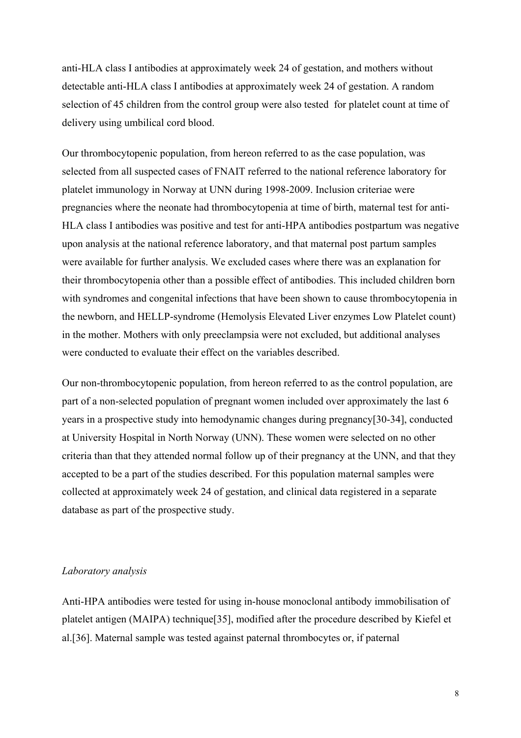anti-HLA class I antibodies at approximately week 24 of gestation, and mothers without detectable anti-HLA class I antibodies at approximately week 24 of gestation. A random selection of 45 children from the control group were also tested  for platelet count at time of delivery using umbilical cord blood.

Our thrombocytopenic population, from hereon referred to as the case population, was selected from all suspected cases of FNAIT referred to the national reference laboratory for platelet immunology in Norway at UNN during 1998-2009. Inclusion criteriae were pregnancies where the neonate had thrombocytopenia at time of birth, maternal test for anti-HLA class I antibodies was positive and test for anti-HPA antibodies postpartum was negative upon analysis at the national reference laboratory, and that maternal post partum samples were available for further analysis. We excluded cases where there was an explanation for their thrombocytopenia other than a possible effect of antibodies. This included children born with syndromes and congenital infections that have been shown to cause thrombocytopenia in the newborn, and HELLP-syndrome (Hemolysis Elevated Liver enzymes Low Platelet count) in the mother. Mothers with only preeclampsia were not excluded, but additional analyses were conducted to evaluate their effect on the variables described.

Our non-thrombocytopenic population, from hereon referred to as the control population, are part of a non-selected population of pregnant women included over approximately the last 6 years in a prospective study into hemodynamic changes during pregnancy[30-34], conducted at University Hospital in North Norway (UNN). These women were selected on no other criteria than that they attended normal follow up of their pregnancy at the UNN, and that they accepted to be a part of the studies described. For this population maternal samples were collected at approximately week 24 of gestation, and clinical data registered in a separate database as part of the prospective study.

*Laboratory analysis*

Anti-HPA antibodies were tested for using in-house monoclonal antibody immobilisation of platelet antigen (MAIPA) technique[35], modified after the procedure described by Kiefel et al.[36]. Maternal sample was tested against paternal thrombocytes or, if paternal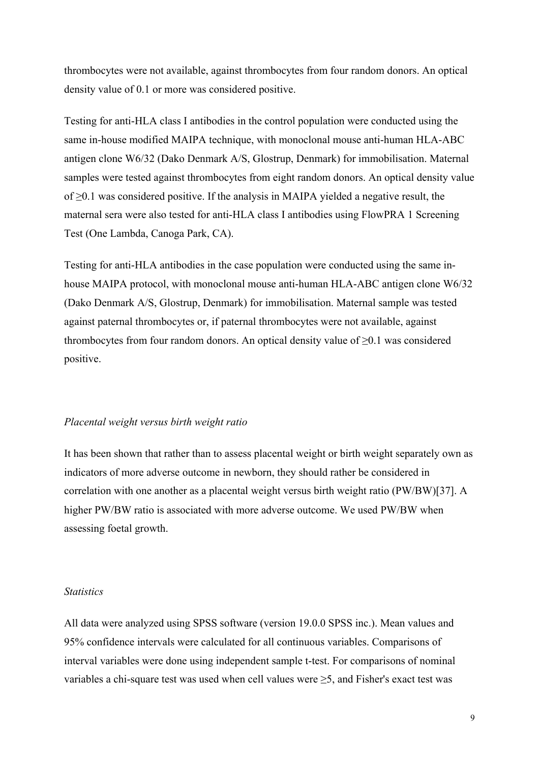thrombocytes were not available, against thrombocytes from four random donors. An optical density value of 0.1 or more was considered positive.

Testing for anti-HLA class I antibodies in the control population were conducted using the same in-house modified MAIPA technique, with monoclonal mouse anti-human HLA-ABC antigen clone W6/32 (Dako Denmark A/S, Glostrup, Denmark) for immobilisation. Maternal samples were tested against thrombocytes from eight random donors. An optical density value of ≥0.1 was considered positive. If the analysis in MAIPA yielded a negative result, the maternal sera were also tested for anti-HLA class I antibodies using FlowPRA 1 Screening Test (One Lambda, Canoga Park, CA).

Testing for anti-HLA antibodies in the case population were conducted using the same in-house MAIPA protocol, with monoclonal mouse anti-human HLA-ABC antigen clone W6/32 (Dako Denmark A/S, Glostrup, Denmark) for immobilisation. Maternal sample was tested against paternal thrombocytes or, if paternal thrombocytes were not available, against thrombocytes from four random donors. An optical density value of ≥0.1 was considered positive.

*Placental weight versus birth weight ratio*

It has been shown that rather than to assess placental weight or birth weight separately own as indicators of more adverse outcome in newborn, they should rather be considered in correlation with one another as a placental weight versus birth weight ratio (PW/BW)[37]. A higher PW/BW ratio is associated with more adverse outcome. We used PW/BW when assessing foetal growth.

*Statistics*

All data were analyzed using SPSS software (version 19.0.0 SPSS inc.). Mean values and 95% confidence intervals were calculated for all continuous variables. Comparisons of interval variables were done using independent sample t-test. For comparisons of nominal variables a chi-square test was used when cell values were ≥5, and Fisher's exact test was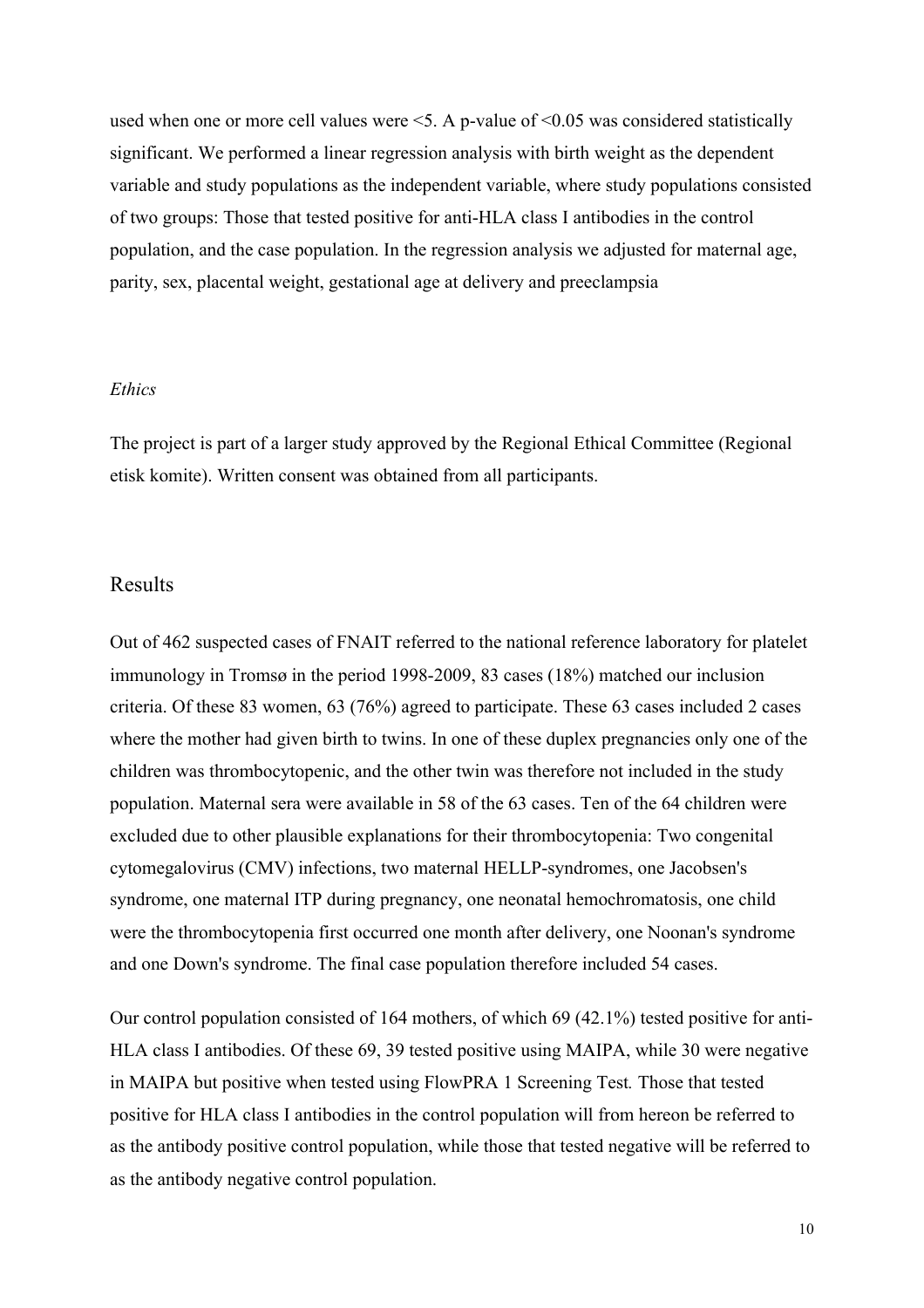used when one or more cell values were <5. A p-value of <0.05 was considered statistically significant. We performed a linear regression analysis with birth weight as the dependent variable and study populations as the independent variable, where study populations consisted of two groups: Those that tested positive for anti-HLA class I antibodies in the control population, and the case population. In the regression analysis we adjusted for maternal age, parity, sex, placental weight, gestational age at delivery and preeclampsia

*Ethics*

The project is part of a larger study approved by the Regional Ethical Committee (Regional etisk komite). Written consent was obtained from all participants.

## Results

Out of 462 suspected cases of FNAIT referred to the national reference laboratory for platelet immunology in Tromsø in the period 1998-2009, 83 cases (18%) matched our inclusion criteria. Of these 83 women, 63 (76%) agreed to participate. These 63 cases included 2 cases where the mother had given birth to twins. In one of these duplex pregnancies only one of the children was thrombocytopenic, and the other twin was therefore not included in the study population. Maternal sera were available in 58 of the 63 cases. Ten of the 64 children were excluded due to other plausible explanations for their thrombocytopenia: Two congenital cytomegalovirus (CMV) infections, two maternal HELLP-syndromes, one Jacobsen's syndrome, one maternal ITP during pregnancy, one neonatal hemochromatosis, one child were the thrombocytopenia first occurred one month after delivery, one Noonan's syndrome and one Down's syndrome. The final case population therefore included 54 cases.

Our control population consisted of 164 mothers, of which 69 (42.1%) tested positive for anti-HLA class I antibodies. Of these 69, 39 tested positive using MAIPA, while 30 were negative in MAIPA but positive when tested using FlowPRA 1 Screening Test*.* Those that tested positive for HLA class I antibodies in the control population will from hereon be referred to as the antibody positive control population, while those that tested negative will be referred to as the antibody negative control population.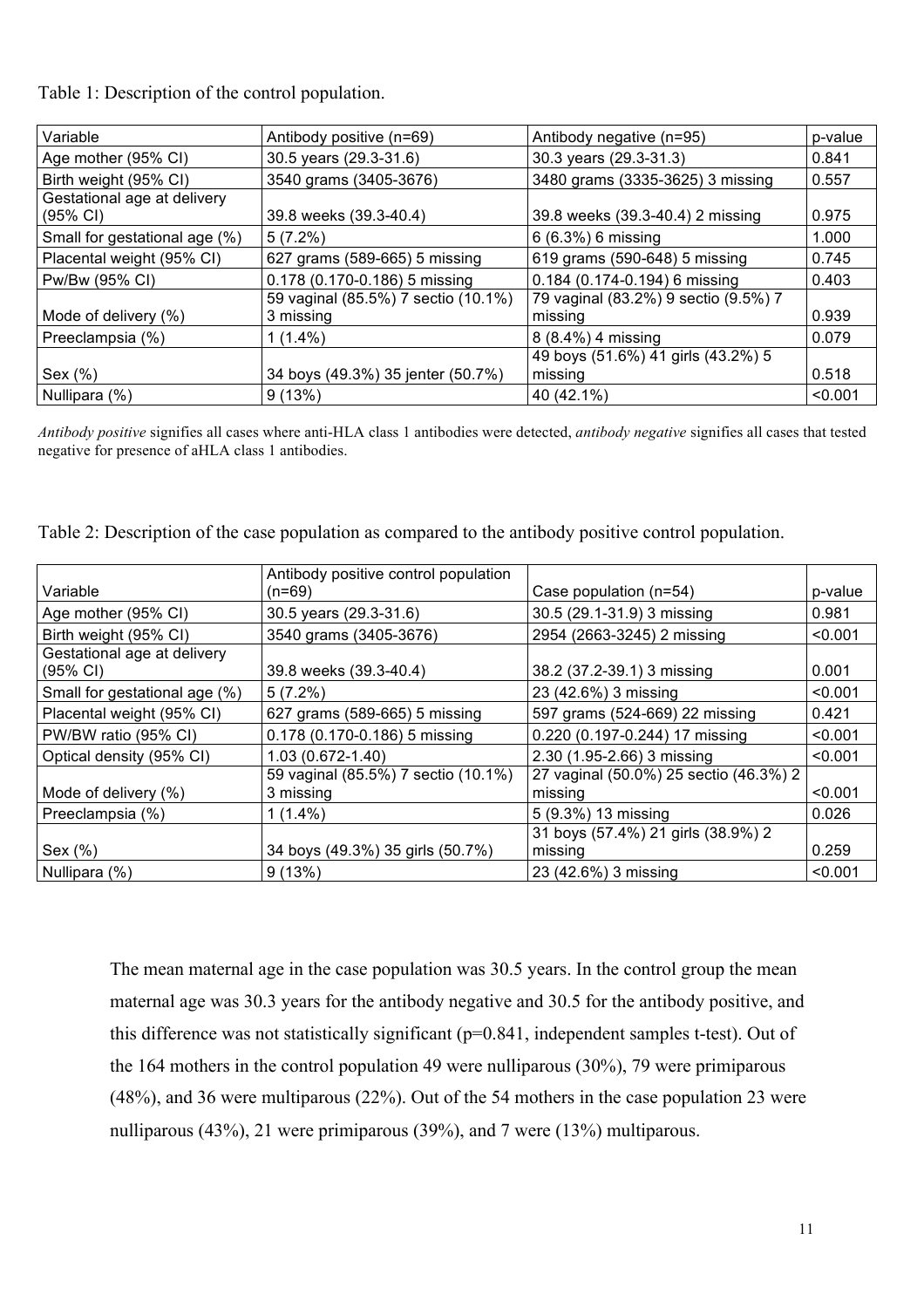Table 1: Description of the control population.

| Variable | Antibody positive (n=69) | Antibody negative (n=95) | p-value |
|---|---|---|---|
| Age mother (95% CI) | 30.5 years (29.3-31.6) | 30.3 years (29.3-31.3) | 0.841 |
| Birth weight (95% CI) | 3540 grams (3405-3676) | 3480 grams (3335-3625) 3 missing | 0.557 |
| Gestational age at delivery (95% CI) | 39.8 weeks (39.3-40.4) | 39.8 weeks (39.3-40.4) 2 missing | 0.975 |
| Small for gestational age (%) | 5 (7.2%) | 6 (6.3%) 6 missing | 1.000 |
| Placental weight (95% CI) | 627 grams (589-665) 5 missing | 619 grams (590-648) 5 missing | 0.745 |
| Pw/Bw (95% CI) | 0.178 (0.170-0.186) 5 missing | 0.184 (0.174-0.194) 6 missing | 0.403 |
| Mode of delivery (%) | 59 vaginal (85.5%) 7 sectio (10.1%) 3 missing | 79 vaginal (83.2%) 9 sectio (9.5%) 7 missing | 0.939 |
| Preeclampsia (%) | 1 (1.4%) | 8 (8.4%) 4 missing | 0.079 |
| Sex (%) | 34 boys (49.3%) 35 jenter (50.7%) | 49 boys (51.6%) 41 girls (43.2%) 5 missing | 0.518 |
| Nullipara (%) | 9 (13%) | 40 (42.1%) | <0.001 |

*Antibody positive* signifies all cases where anti-HLA class 1 antibodies were detected, *antibody negative* signifies all cases that tested negative for presence of aHLA class 1 antibodies.

Table 2: Description of the case population as compared to the antibody positive control population.

| Variable | Antibody positive control population (n=69) | Case population (n=54) | p-value |
|---|---|---|---|
| Age mother (95% CI) | 30.5 years (29.3-31.6) | 30.5 (29.1-31.9) 3 missing | 0.981 |
| Birth weight (95% CI) | 3540 grams (3405-3676) | 2954 (2663-3245) 2 missing | <0.001 |
| Gestational age at delivery (95% CI) | 39.8 weeks (39.3-40.4) | 38.2 (37.2-39.1) 3 missing | 0.001 |
| Small for gestational age (%) | 5 (7.2%) | 23 (42.6%) 3 missing | <0.001 |
| Placental weight (95% CI) | 627 grams (589-665) 5 missing | 597 grams (524-669) 22 missing | 0.421 |
| PW/BW ratio (95% CI) | 0.178 (0.170-0.186) 5 missing | 0.220 (0.197-0.244) 17 missing | <0.001 |
| Optical density (95% CI) | 1.03 (0.672-1.40) | 2.30 (1.95-2.66) 3 missing | <0.001 |
| Mode of delivery (%) | 59 vaginal (85.5%) 7 sectio (10.1%) 3 missing | 27 vaginal (50.0%) 25 sectio (46.3%) 2 missing | <0.001 |
| Preeclampsia (%) | 1 (1.4%) | 5 (9.3%) 13 missing | 0.026 |
| Sex (%) | 34 boys (49.3%) 35 girls (50.7%) | 31 boys (57.4%) 21 girls (38.9%) 2 missing | 0.259 |
| Nullipara (%) | 9 (13%) | 23 (42.6%) 3 missing | <0.001 |

The mean maternal age in the case population was 30.5 years. In the control group the mean maternal age was 30.3 years for the antibody negative and 30.5 for the antibody positive, and this difference was not statistically significant ($p=0.841$, independent samples t-test). Out of the 164 mothers in the control population 49 were nulliparous (30%), 79 were primiparous (48%), and 36 were multiparous (22%). Out of the 54 mothers in the case population 23 were nulliparous (43%), 21 were primiparous (39%), and 7 were (13%) multiparous.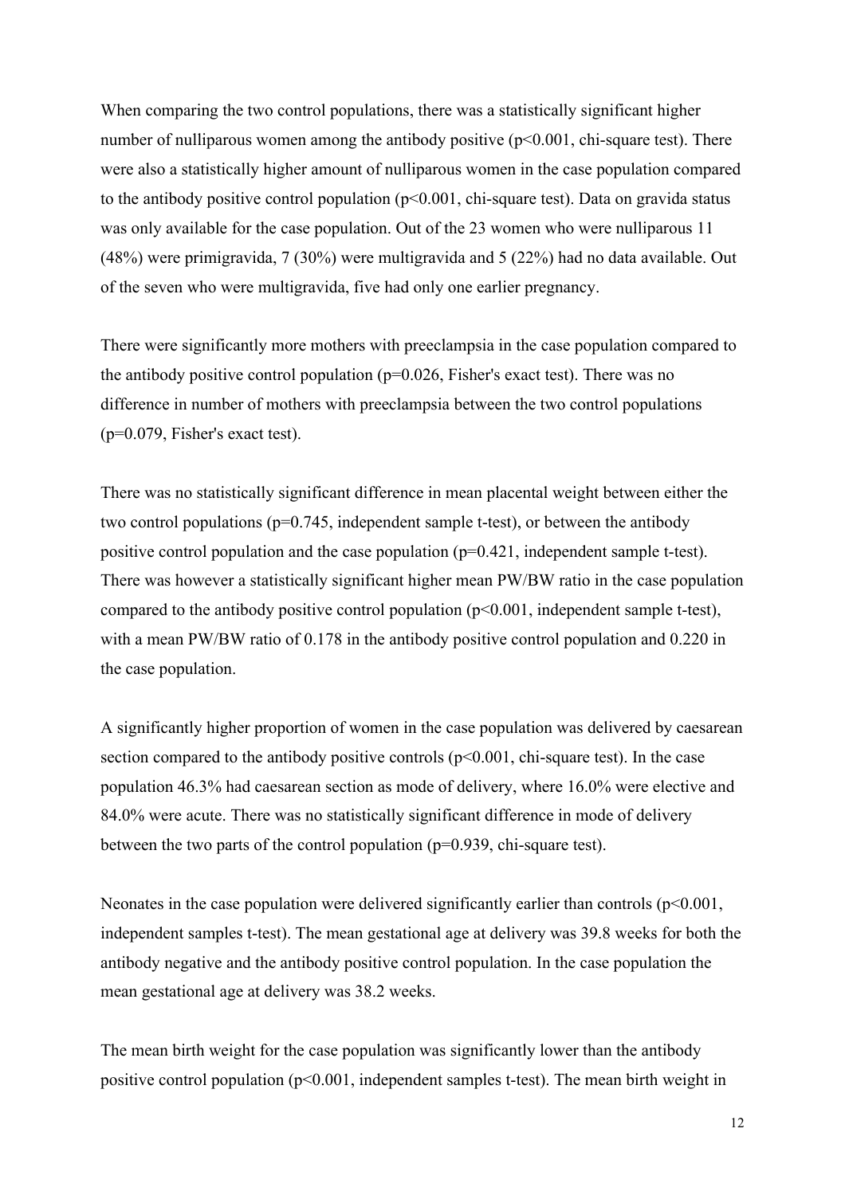When comparing the two control populations, there was a statistically significant higher number of nulliparous women among the antibody positive ($p<0.001$, chi-square test). There were also a statistically higher amount of nulliparous women in the case population compared to the antibody positive control population ($p<0.001$, chi-square test). Data on gravida status was only available for the case population. Out of the 23 women who were nulliparous 11 (48%) were primigravida, 7 (30%) were multigravida and 5 (22%) had no data available. Out of the seven who were multigravida, five had only one earlier pregnancy.

There were significantly more mothers with preeclampsia in the case population compared to the antibody positive control population ($p=0.026$, Fisher's exact test). There was no difference in number of mothers with preeclampsia between the two control populations ($p=0.079$, Fisher's exact test).

There was no statistically significant difference in mean placental weight between either the two control populations ($p=0.745$, independent sample t-test), or between the antibody positive control population and the case population ($p=0.421$, independent sample t-test). There was however a statistically significant higher mean PW/BW ratio in the case population compared to the antibody positive control population ($p<0.001$, independent sample t-test), with a mean PW/BW ratio of 0.178 in the antibody positive control population and 0.220 in the case population.

A significantly higher proportion of women in the case population was delivered by caesarean section compared to the antibody positive controls ($p<0.001$, chi-square test). In the case population 46.3% had caesarean section as mode of delivery, where 16.0% were elective and 84.0% were acute. There was no statistically significant difference in mode of delivery between the two parts of the control population ($p=0.939$, chi-square test).

Neonates in the case population were delivered significantly earlier than controls ($p<0.001$, independent samples t-test). The mean gestational age at delivery was 39.8 weeks for both the antibody negative and the antibody positive control population. In the case population the mean gestational age at delivery was 38.2 weeks.

The mean birth weight for the case population was significantly lower than the antibody positive control population ($p<0.001$, independent samples t-test). The mean birth weight in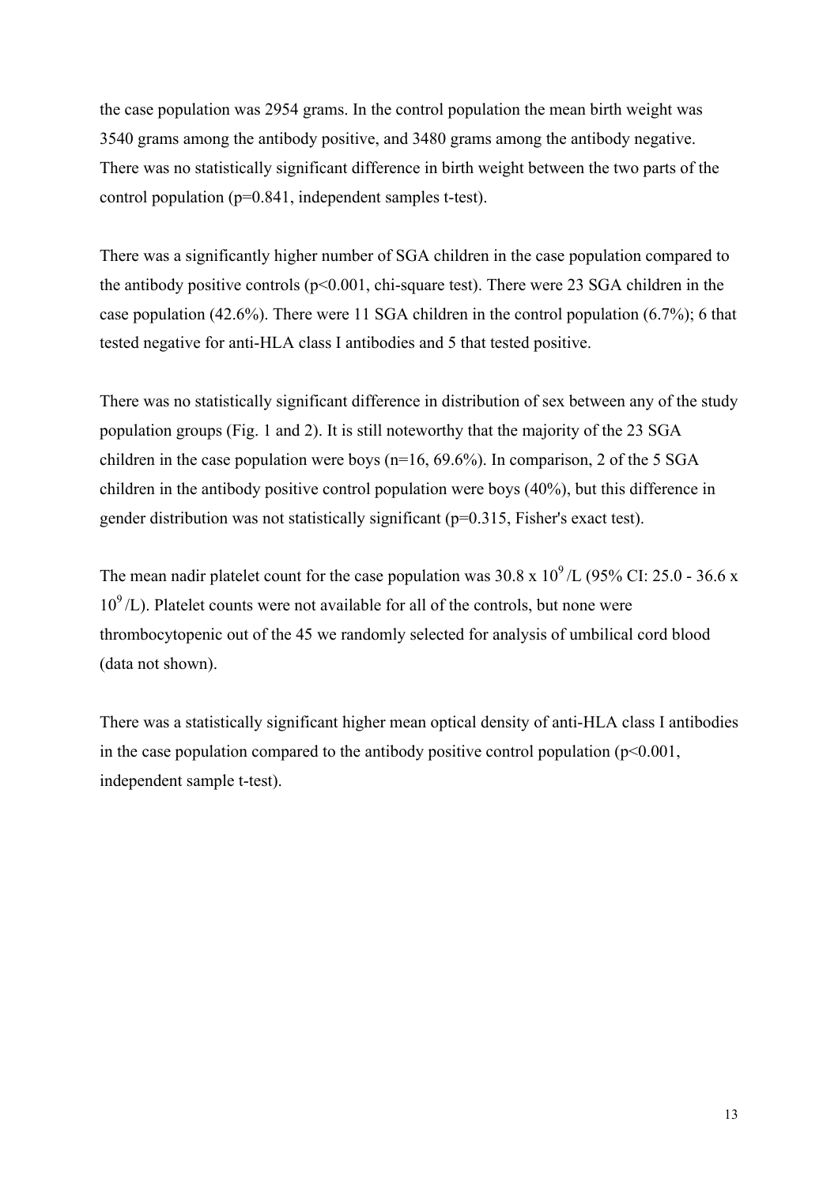the case population was 2954 grams. In the control population the mean birth weight was 3540 grams among the antibody positive, and 3480 grams among the antibody negative. There was no statistically significant difference in birth weight between the two parts of the control population ($p=0.841$, independent samples t-test).

There was a significantly higher number of SGA children in the case population compared to the antibody positive controls ($p<0.001$, chi-square test). There were 23 SGA children in the case population (42.6%). There were 11 SGA children in the control population (6.7%); 6 that tested negative for anti-HLA class I antibodies and 5 that tested positive.

There was no statistically significant difference in distribution of sex between any of the study population groups (Fig. 1 and 2). It is still noteworthy that the majority of the 23 SGA children in the case population were boys (n=16, 69.6%). In comparison, 2 of the 5 SGA children in the antibody positive control population were boys (40%), but this difference in gender distribution was not statistically significant ($p=0.315$, Fisher's exact test).

The mean nadir platelet count for the case population was $30.8 \times 10^9$/L (95% CI: 25.0 - 36.6 x $10^9$/L). Platelet counts were not available for all of the controls, but none were thrombocytopenic out of the 45 we randomly selected for analysis of umbilical cord blood (data not shown).

There was a statistically significant higher mean optical density of anti-HLA class I antibodies in the case population compared to the antibody positive control population ($p<0.001$, independent sample t-test).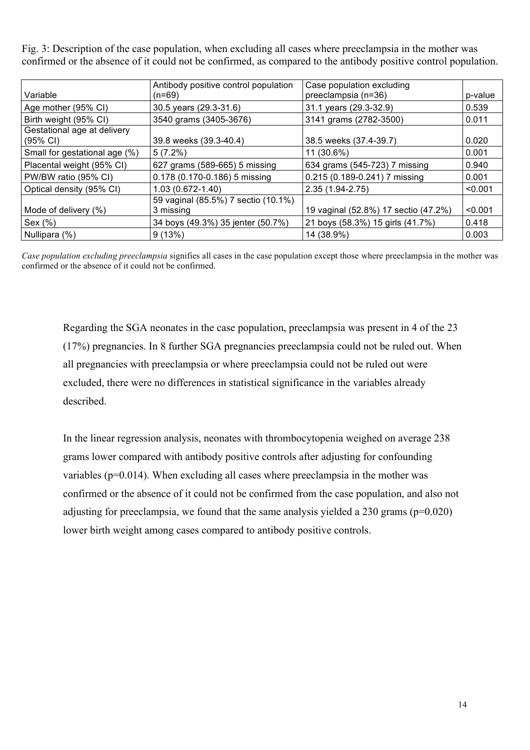Fig. 3: Description of the case population, when excluding all cases where preeclampsia in the mother was confirmed or the absence of it could not be confirmed, as compared to the antibody positive control population.

| Variable | Antibody positive control population (n=69) | Case population excluding preeclampsia (n=36) | p-value |
|---|---|---|---|
| Age mother (95% CI) | 30.5 years (29.3-31.6) | 31.1 years (29.3-32.9) | 0.539 |
| Birth weight (95% CI) | 3540 grams (3405-3676) | 3141 grams (2782-3500) | 0.011 |
| Gestational age at delivery (95% CI) | 39.8 weeks (39.3-40.4) | 38.5 weeks (37.4-39.7) | 0.020 |
| Small for gestational age (%) | 5 (7.2%) | 11 (30.6%) | 0.001 |
| Placental weight (95% CI) | 627 grams (589-665) 5 missing | 634 grams (545-723) 7 missing | 0.940 |
| PW/BW ratio (95% CI) | 0.178 (0.170-0.186) 5 missing | 0.215 (0.189-0.241) 7 missing | 0.001 |
| Optical density (95% CI) | 1.03 (0.672-1.40) | 2.35 (1.94-2.75) | <0.001 |
| Mode of delivery (%) | 59 vaginal (85.5%) 7 sectio (10.1%) 3 missing | 19 vaginal (52.8%) 17 sectio (47.2%) | <0.001 |
| Sex (%) | 34 boys (49.3%) 35 jenter (50.7%) | 21 boys (58.3%) 15 girls (41.7%) | 0.418 |
| Nullipara (%) | 9 (13%) | 14 (38.9%) | 0.003 |

*Case population excluding preeclampsia* signifies all cases in the case population except those where preeclampsia in the mother was confirmed or the absence of it could not be confirmed.

Regarding the SGA neonates in the case population, preeclampsia was present in 4 of the 23 (17%) pregnancies. In 8 further SGA pregnancies preeclampsia could not be ruled out. When all pregnancies with preeclampsia or where preeclampsia could not be ruled out were excluded, there were no differences in statistical significance in the variables already described.

In the linear regression analysis, neonates with thrombocytopenia weighed on average 238 grams lower compared with antibody positive controls after adjusting for confounding variables (p=0.014). When excluding all cases where preeclampsia in the mother was confirmed or the absence of it could not be confirmed from the case population, and also not adjusting for preeclampsia, we found that the same analysis yielded a 230 grams (p=0.020) lower birth weight among cases compared to antibody positive controls.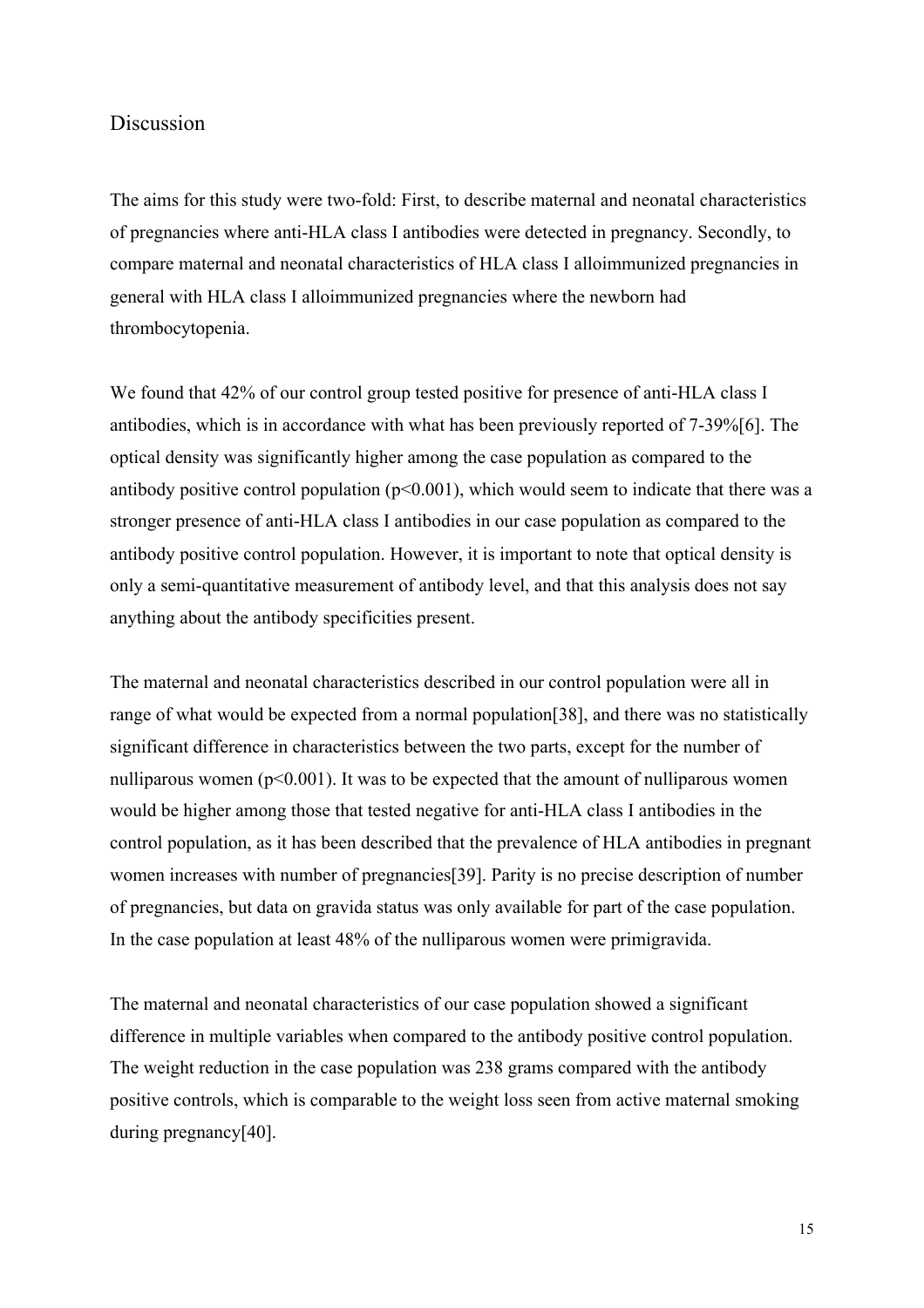## Discussion

The aims for this study were two-fold: First, to describe maternal and neonatal characteristics of pregnancies where anti-HLA class I antibodies were detected in pregnancy. Secondly, to compare maternal and neonatal characteristics of HLA class I alloimmunized pregnancies in general with HLA class I alloimmunized pregnancies where the newborn had thrombocytopenia.

We found that 42% of our control group tested positive for presence of anti-HLA class I antibodies, which is in accordance with what has been previously reported of 7-39%[6]. The optical density was significantly higher among the case population as compared to the antibody positive control population ($p<0.001$), which would seem to indicate that there was a stronger presence of anti-HLA class I antibodies in our case population as compared to the antibody positive control population. However, it is important to note that optical density is only a semi-quantitative measurement of antibody level, and that this analysis does not say anything about the antibody specificities present.

The maternal and neonatal characteristics described in our control population were all in range of what would be expected from a normal population[38], and there was no statistically significant difference in characteristics between the two parts, except for the number of nulliparous women ($p<0.001$). It was to be expected that the amount of nulliparous women would be higher among those that tested negative for anti-HLA class I antibodies in the control population, as it has been described that the prevalence of HLA antibodies in pregnant women increases with number of pregnancies[39]. Parity is no precise description of number of pregnancies, but data on gravida status was only available for part of the case population. In the case population at least 48% of the nulliparous women were primigravida.

The maternal and neonatal characteristics of our case population showed a significant difference in multiple variables when compared to the antibody positive control population. The weight reduction in the case population was 238 grams compared with the antibody positive controls, which is comparable to the weight loss seen from active maternal smoking during pregnancy[40].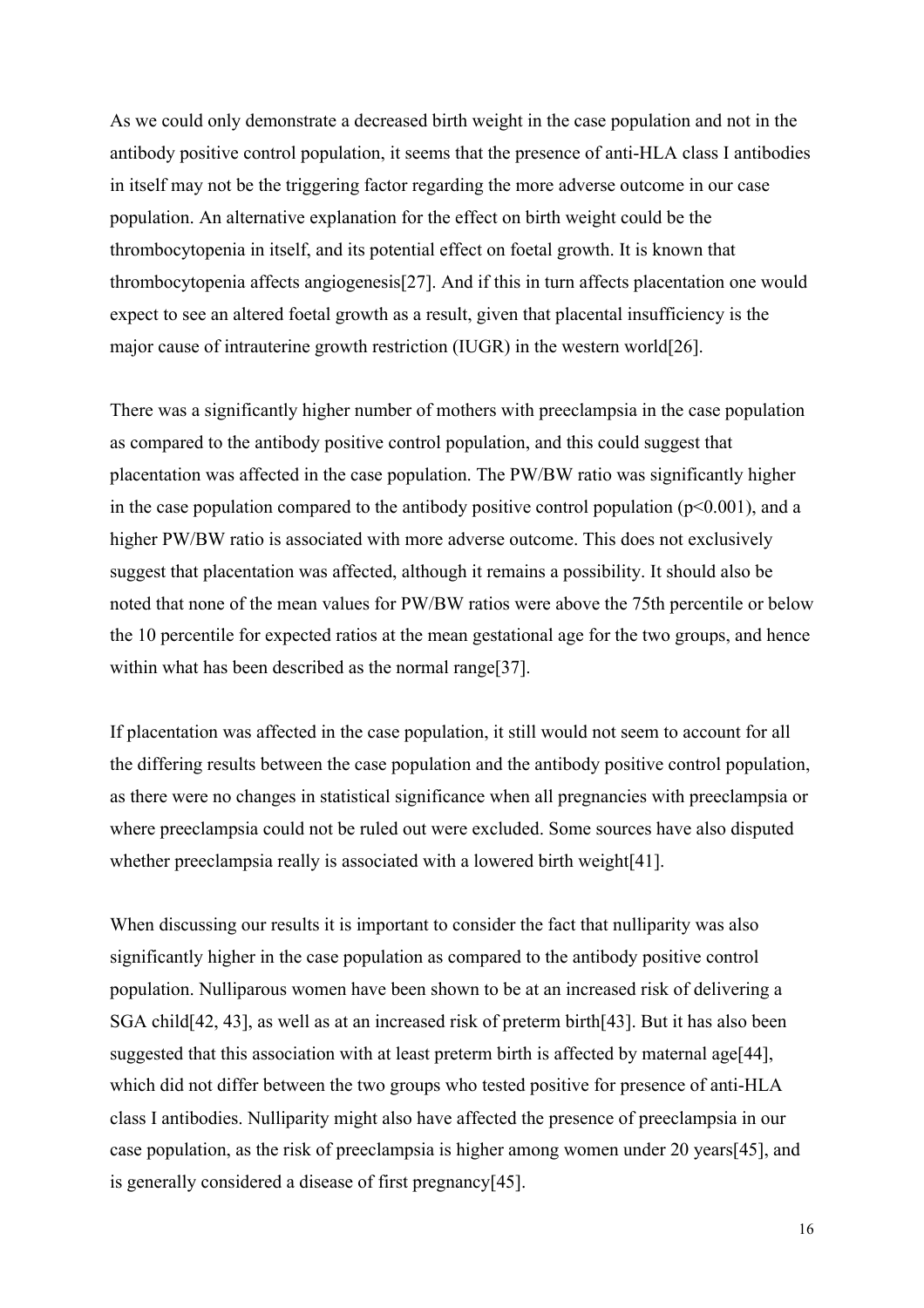As we could only demonstrate a decreased birth weight in the case population and not in the antibody positive control population, it seems that the presence of anti-HLA class I antibodies in itself may not be the triggering factor regarding the more adverse outcome in our case population. An alternative explanation for the effect on birth weight could be the thrombocytopenia in itself, and its potential effect on foetal growth. It is known that thrombocytopenia affects angiogenesis[27]. And if this in turn affects placentation one would expect to see an altered foetal growth as a result, given that placental insufficiency is the major cause of intrauterine growth restriction (IUGR) in the western world[26].

There was a significantly higher number of mothers with preeclampsia in the case population as compared to the antibody positive control population, and this could suggest that placentation was affected in the case population. The PW/BW ratio was significantly higher in the case population compared to the antibody positive control population ($p<0.001$), and a higher PW/BW ratio is associated with more adverse outcome. This does not exclusively suggest that placentation was affected, although it remains a possibility. It should also be noted that none of the mean values for PW/BW ratios were above the 75th percentile or below the 10 percentile for expected ratios at the mean gestational age for the two groups, and hence within what has been described as the normal range[37].

If placentation was affected in the case population, it still would not seem to account for all the differing results between the case population and the antibody positive control population, as there were no changes in statistical significance when all pregnancies with preeclampsia or where preeclampsia could not be ruled out were excluded. Some sources have also disputed whether preeclampsia really is associated with a lowered birth weight[41].

When discussing our results it is important to consider the fact that nulliparity was also significantly higher in the case population as compared to the antibody positive control population. Nulliparous women have been shown to be at an increased risk of delivering a SGA child[42, 43], as well as at an increased risk of preterm birth[43]. But it has also been suggested that this association with at least preterm birth is affected by maternal age[44], which did not differ between the two groups who tested positive for presence of anti-HLA class I antibodies. Nulliparity might also have affected the presence of preeclampsia in our case population, as the risk of preeclampsia is higher among women under 20 years[45], and is generally considered a disease of first pregnancy[45].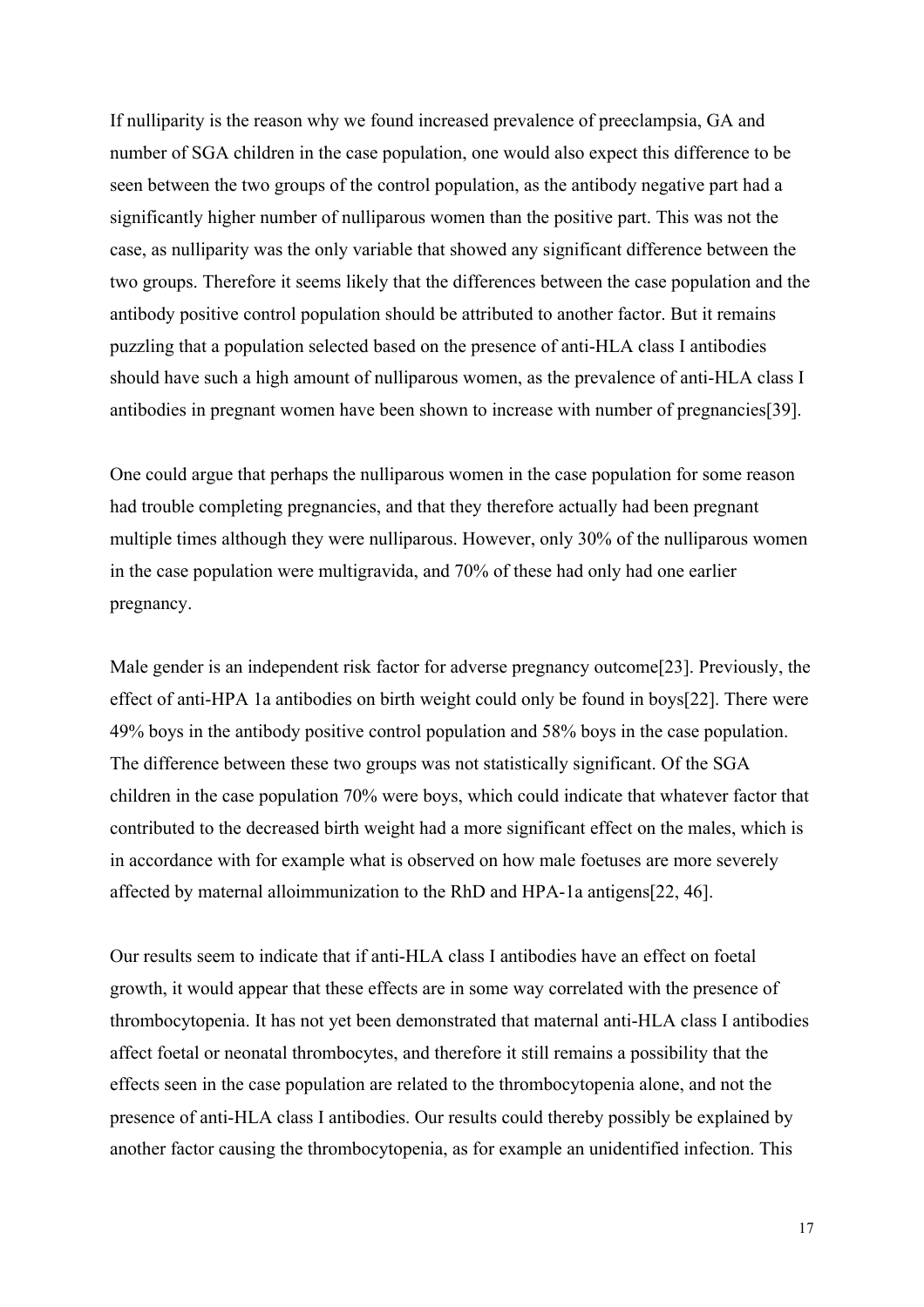If nulliparity is the reason why we found increased prevalence of preeclampsia, GA and number of SGA children in the case population, one would also expect this difference to be seen between the two groups of the control population, as the antibody negative part had a significantly higher number of nulliparous women than the positive part. This was not the case, as nulliparity was the only variable that showed any significant difference between the two groups. Therefore it seems likely that the differences between the case population and the antibody positive control population should be attributed to another factor. But it remains puzzling that a population selected based on the presence of anti-HLA class I antibodies should have such a high amount of nulliparous women, as the prevalence of anti-HLA class I antibodies in pregnant women have been shown to increase with number of pregnancies[39].

One could argue that perhaps the nulliparous women in the case population for some reason had trouble completing pregnancies, and that they therefore actually had been pregnant multiple times although they were nulliparous. However, only 30% of the nulliparous women in the case population were multigravida, and 70% of these had only had one earlier pregnancy.

Male gender is an independent risk factor for adverse pregnancy outcome[23]. Previously, the effect of anti-HPA 1a antibodies on birth weight could only be found in boys[22]. There were 49% boys in the antibody positive control population and 58% boys in the case population. The difference between these two groups was not statistically significant. Of the SGA children in the case population 70% were boys, which could indicate that whatever factor that contributed to the decreased birth weight had a more significant effect on the males, which is in accordance with for example what is observed on how male foetuses are more severely affected by maternal alloimmunization to the RhD and HPA-1a antigens[22, 46].

Our results seem to indicate that if anti-HLA class I antibodies have an effect on foetal growth, it would appear that these effects are in some way correlated with the presence of thrombocytopenia. It has not yet been demonstrated that maternal anti-HLA class I antibodies affect foetal or neonatal thrombocytes, and therefore it still remains a possibility that the effects seen in the case population are related to the thrombocytopenia alone, and not the presence of anti-HLA class I antibodies. Our results could thereby possibly be explained by another factor causing the thrombocytopenia, as for example an unidentified infection. This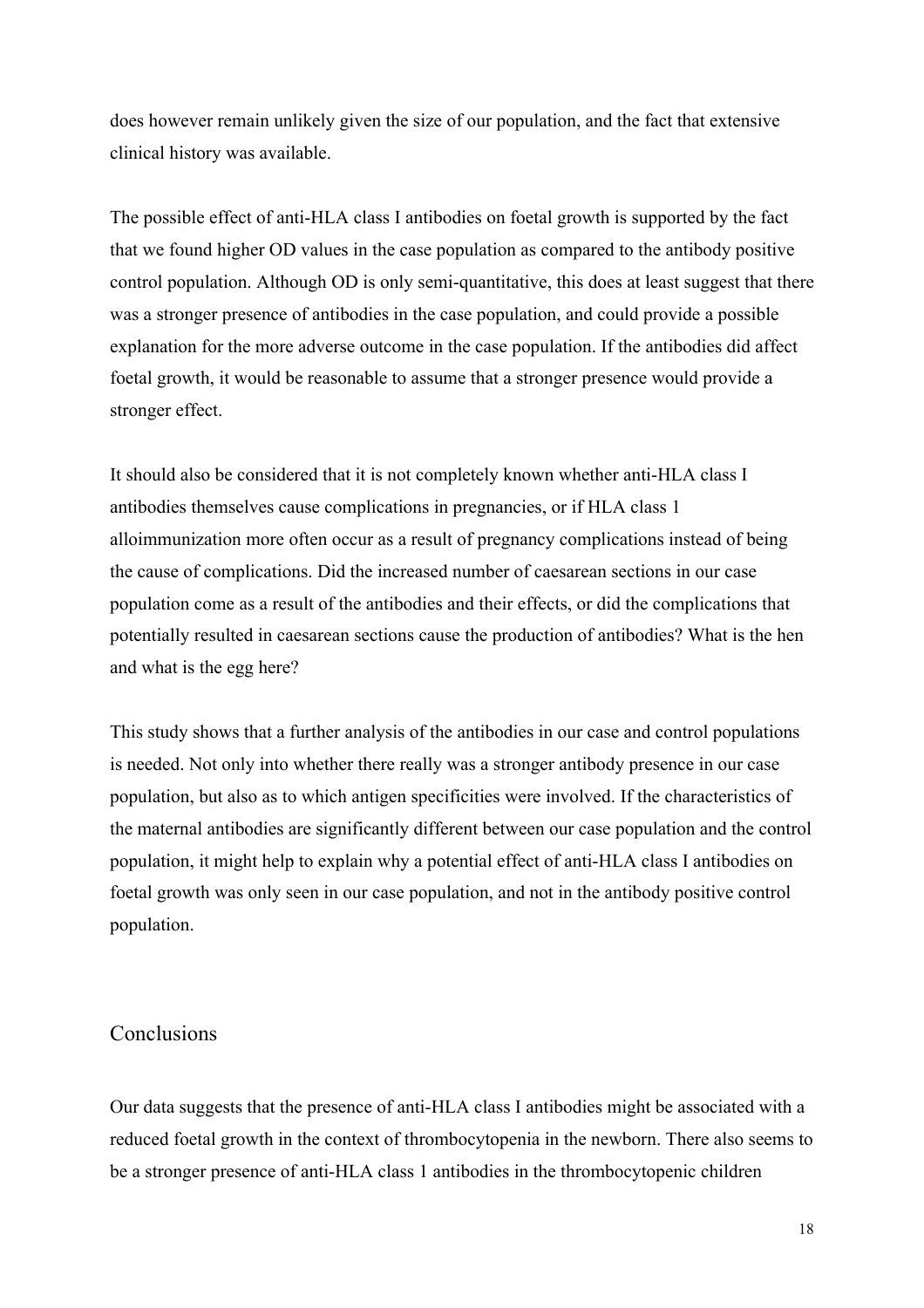does however remain unlikely given the size of our population, and the fact that extensive clinical history was available.

The possible effect of anti-HLA class I antibodies on foetal growth is supported by the fact that we found higher OD values in the case population as compared to the antibody positive control population. Although OD is only semi-quantitative, this does at least suggest that there was a stronger presence of antibodies in the case population, and could provide a possible explanation for the more adverse outcome in the case population. If the antibodies did affect foetal growth, it would be reasonable to assume that a stronger presence would provide a stronger effect.

It should also be considered that it is not completely known whether anti-HLA class I antibodies themselves cause complications in pregnancies, or if HLA class 1 alloimmunization more often occur as a result of pregnancy complications instead of being the cause of complications. Did the increased number of caesarean sections in our case population come as a result of the antibodies and their effects, or did the complications that potentially resulted in caesarean sections cause the production of antibodies? What is the hen and what is the egg here?

This study shows that a further analysis of the antibodies in our case and control populations is needed. Not only into whether there really was a stronger antibody presence in our case population, but also as to which antigen specificities were involved. If the characteristics of the maternal antibodies are significantly different between our case population and the control population, it might help to explain why a potential effect of anti-HLA class I antibodies on foetal growth was only seen in our case population, and not in the antibody positive control population.

## Conclusions

Our data suggests that the presence of anti-HLA class I antibodies might be associated with a reduced foetal growth in the context of thrombocytopenia in the newborn. There also seems to be a stronger presence of anti-HLA class 1 antibodies in the thrombocytopenic children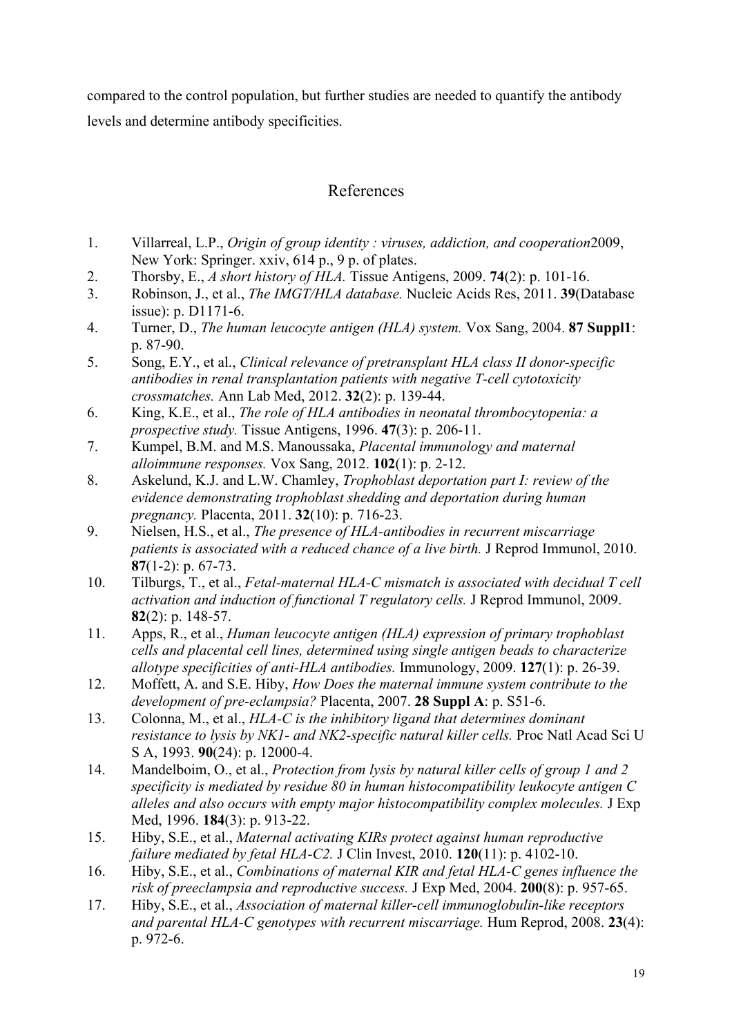compared to the control population, but further studies are needed to quantify the antibody levels and determine antibody specificities.

## References

1. Villarreal, L.P., *Origin of group identity : viruses, addiction, and cooperation*2009, New York: Springer. xxiv, 614 p., 9 p. of plates.
2. Thorsby, E., *A short history of HLA.* Tissue Antigens, 2009. **74**(2): p. 101-16.
3. Robinson, J., et al., *The IMGT/HLA database.* Nucleic Acids Res, 2011. **39**(Database issue): p. D1171-6.
4. Turner, D., *The human leucocyte antigen (HLA) system.* Vox Sang, 2004. **87 Suppl1**: p. 87-90.
5. Song, E.Y., et al., *Clinical relevance of pretransplant HLA class II donor-specific antibodies in renal transplantation patients with negative T-cell cytotoxicity crossmatches.* Ann Lab Med, 2012. **32**(2): p. 139-44.
6. King, K.E., et al., *The role of HLA antibodies in neonatal thrombocytopenia: a prospective study.* Tissue Antigens, 1996. **47**(3): p. 206-11.
7. Kumpel, B.M. and M.S. Manoussaka, *Placental immunology and maternal alloimmune responses.* Vox Sang, 2012. **102**(1): p. 2-12.
8. Askelund, K.J. and L.W. Chamley, *Trophoblast deportation part I: review of the evidence demonstrating trophoblast shedding and deportation during human pregnancy.* Placenta, 2011. **32**(10): p. 716-23.
9. Nielsen, H.S., et al., *The presence of HLA-antibodies in recurrent miscarriage patients is associated with a reduced chance of a live birth.* J Reprod Immunol, 2010. **87**(1-2): p. 67-73.
10. Tilburgs, T., et al., *Fetal-maternal HLA-C mismatch is associated with decidual T cell activation and induction of functional T regulatory cells.* J Reprod Immunol, 2009. **82**(2): p. 148-57.
11. Apps, R., et al., *Human leucocyte antigen (HLA) expression of primary trophoblast cells and placental cell lines, determined using single antigen beads to characterize allotype specificities of anti-HLA antibodies.* Immunology, 2009. **127**(1): p. 26-39.
12. Moffett, A. and S.E. Hiby, *How Does the maternal immune system contribute to the development of pre-eclampsia?* Placenta, 2007. **28 Suppl A**: p. S51-6.
13. Colonna, M., et al., *HLA-C is the inhibitory ligand that determines dominant resistance to lysis by NK1- and NK2-specific natural killer cells.* Proc Natl Acad Sci U S A, 1993. **90**(24): p. 12000-4.
14. Mandelboim, O., et al., *Protection from lysis by natural killer cells of group 1 and 2 specificity is mediated by residue 80 in human histocompatibility leukocyte antigen C alleles and also occurs with empty major histocompatibility complex molecules.* J Exp Med, 1996. **184**(3): p. 913-22.
15. Hiby, S.E., et al., *Maternal activating KIRs protect against human reproductive failure mediated by fetal HLA-C2.* J Clin Invest, 2010. **120**(11): p. 4102-10.
16. Hiby, S.E., et al., *Combinations of maternal KIR and fetal HLA-C genes influence the risk of preeclampsia and reproductive success.* J Exp Med, 2004. **200**(8): p. 957-65.
17. Hiby, S.E., et al., *Association of maternal killer-cell immunoglobulin-like receptors and parental HLA-C genotypes with recurrent miscarriage.* Hum Reprod, 2008. **23**(4): p. 972-6.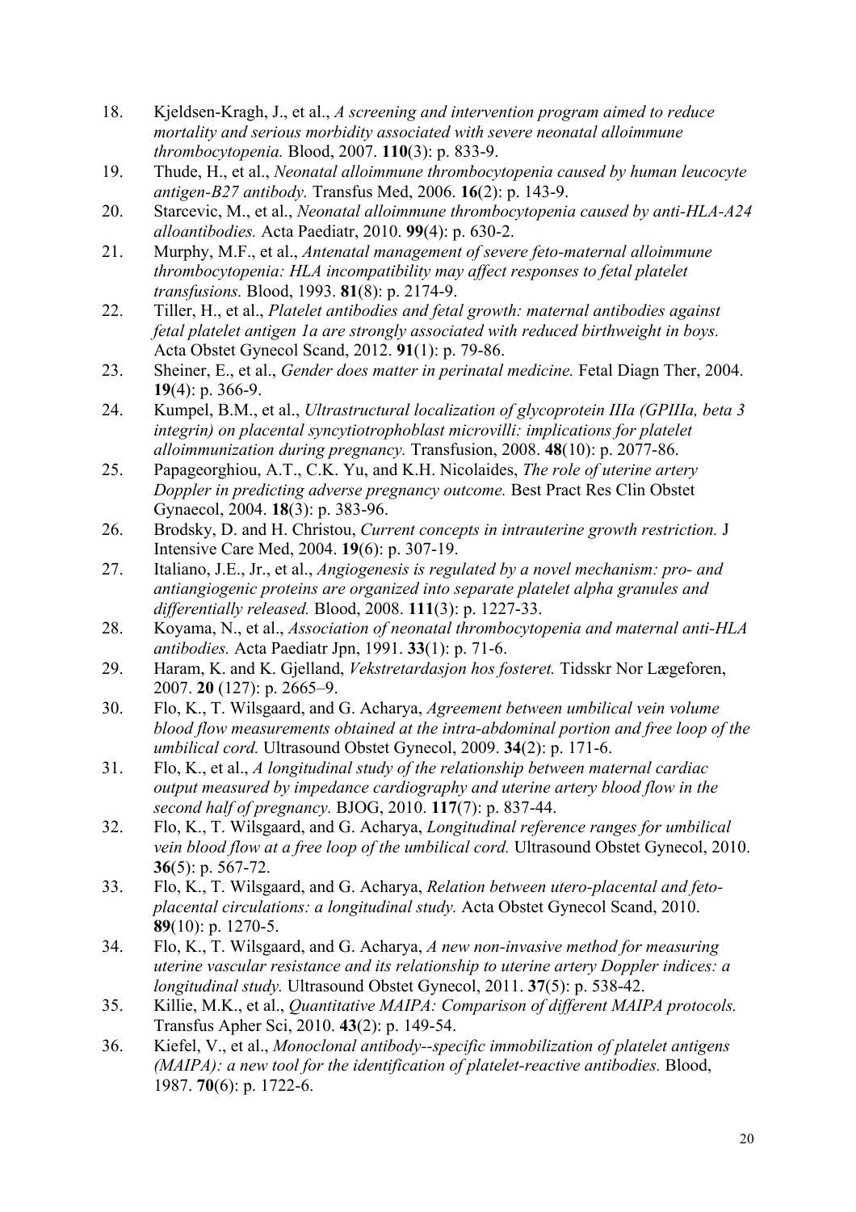18. Kjeldsen-Kragh, J., et al., *A screening and intervention program aimed to reduce mortality and serious morbidity associated with severe neonatal alloimmune thrombocytopenia.* Blood, 2007. **110**(3): p. 833-9.
19. Thude, H., et al., *Neonatal alloimmune thrombocytopenia caused by human leucocyte antigen-B27 antibody.* Transfus Med, 2006. **16**(2): p. 143-9.
20. Starcevic, M., et al., *Neonatal alloimmune thrombocytopenia caused by anti-HLA-A24 alloantibodies.* Acta Paediatr, 2010. **99**(4): p. 630-2.
21. Murphy, M.F., et al., *Antenatal management of severe feto-maternal alloimmune thrombocytopenia: HLA incompatibility may affect responses to fetal platelet transfusions.* Blood, 1993. **81**(8): p. 2174-9.
22. Tiller, H., et al., *Platelet antibodies and fetal growth: maternal antibodies against fetal platelet antigen 1a are strongly associated with reduced birthweight in boys.* Acta Obstet Gynecol Scand, 2012. **91**(1): p. 79-86.
23. Sheiner, E., et al., *Gender does matter in perinatal medicine.* Fetal Diagn Ther, 2004. **19**(4): p. 366-9.
24. Kumpel, B.M., et al., *Ultrastructural localization of glycoprotein IIIa (GPIIIa, beta 3 integrin) on placental syncytiotrophoblast microvilli: implications for platelet alloimmunization during pregnancy.* Transfusion, 2008. **48**(10): p. 2077-86.
25. Papageorghiou, A.T., C.K. Yu, and K.H. Nicolaides, *The role of uterine artery Doppler in predicting adverse pregnancy outcome.* Best Pract Res Clin Obstet Gynaecol, 2004. **18**(3): p. 383-96.
26. Brodsky, D. and H. Christou, *Current concepts in intrauterine growth restriction.* J Intensive Care Med, 2004. **19**(6): p. 307-19.
27. Italiano, J.E., Jr., et al., *Angiogenesis is regulated by a novel mechanism: pro- and antiangiogenic proteins are organized into separate platelet alpha granules and differentially released.* Blood, 2008. **111**(3): p. 1227-33.
28. Koyama, N., et al., *Association of neonatal thrombocytopenia and maternal anti-HLA antibodies.* Acta Paediatr Jpn, 1991. **33**(1): p. 71-6.
29. Haram, K. and K. Gjelland, *Vekstretardasjon hos fosteret.* Tidsskr Nor Lægeforen, 2007. **20** (127): p. 2665–9.
30. Flo, K., T. Wilsgaard, and G. Acharya, *Agreement between umbilical vein volume blood flow measurements obtained at the intra-abdominal portion and free loop of the umbilical cord.* Ultrasound Obstet Gynecol, 2009. **34**(2): p. 171-6.
31. Flo, K., et al., *A longitudinal study of the relationship between maternal cardiac output measured by impedance cardiography and uterine artery blood flow in the second half of pregnancy.* BJOG, 2010. **117**(7): p. 837-44.
32. Flo, K., T. Wilsgaard, and G. Acharya, *Longitudinal reference ranges for umbilical vein blood flow at a free loop of the umbilical cord.* Ultrasound Obstet Gynecol, 2010. **36**(5): p. 567-72.
33. Flo, K., T. Wilsgaard, and G. Acharya, *Relation between utero-placental and feto-placental circulations: a longitudinal study.* Acta Obstet Gynecol Scand, 2010. **89**(10): p. 1270-5.
34. Flo, K., T. Wilsgaard, and G. Acharya, *A new non-invasive method for measuring uterine vascular resistance and its relationship to uterine artery Doppler indices: a longitudinal study.* Ultrasound Obstet Gynecol, 2011. **37**(5): p. 538-42.
35. Killie, M.K., et al., *Quantitative MAIPA: Comparison of different MAIPA protocols.* Transfus Apher Sci, 2010. **43**(2): p. 149-54.
36. Kiefel, V., et al., *Monoclonal antibody--specific immobilization of platelet antigens (MAIPA): a new tool for the identification of platelet-reactive antibodies.* Blood, 1987. **70**(6): p. 1722-6.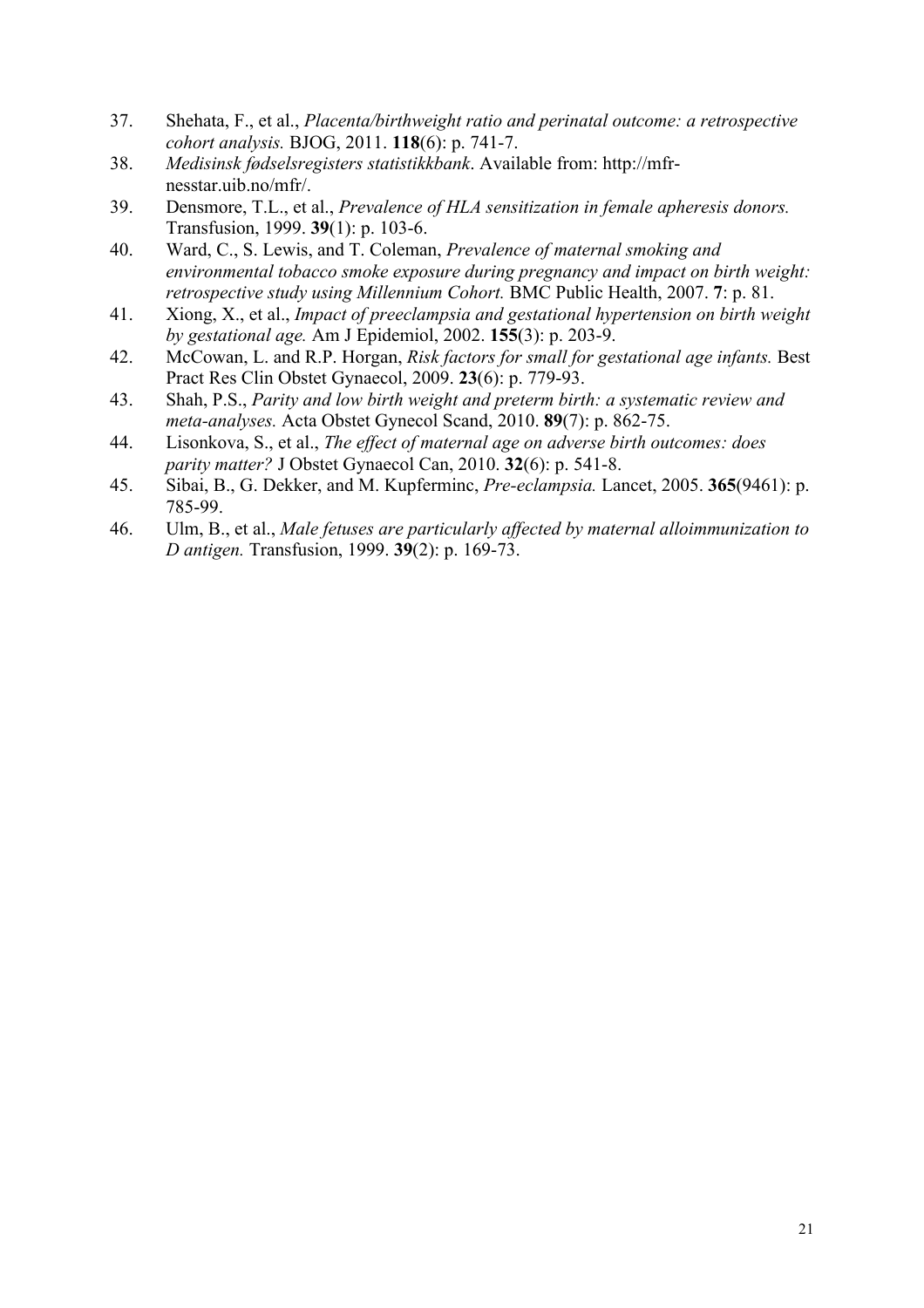37. Shehata, F., et al., *Placenta/birthweight ratio and perinatal outcome: a retrospective cohort analysis.* BJOG, 2011. **118**(6): p. 741-7.
38. *Medisinsk fødselsregisters statistikkbank*. Available from: http://mfr-nesstar.uib.no/mfr/.
39. Densmore, T.L., et al., *Prevalence of HLA sensitization in female apheresis donors.* Transfusion, 1999. **39**(1): p. 103-6.
40. Ward, C., S. Lewis, and T. Coleman, *Prevalence of maternal smoking and environmental tobacco smoke exposure during pregnancy and impact on birth weight: retrospective study using Millennium Cohort.* BMC Public Health, 2007. **7**: p. 81.
41. Xiong, X., et al., *Impact of preeclampsia and gestational hypertension on birth weight by gestational age.* Am J Epidemiol, 2002. **155**(3): p. 203-9.
42. McCowan, L. and R.P. Horgan, *Risk factors for small for gestational age infants.* Best Pract Res Clin Obstet Gynaecol, 2009. **23**(6): p. 779-93.
43. Shah, P.S., *Parity and low birth weight and preterm birth: a systematic review and meta-analyses.* Acta Obstet Gynecol Scand, 2010. **89**(7): p. 862-75.
44. Lisonkova, S., et al., *The effect of maternal age on adverse birth outcomes: does parity matter?* J Obstet Gynaecol Can, 2010. **32**(6): p. 541-8.
45. Sibai, B., G. Dekker, and M. Kupferminc, *Pre-eclampsia.* Lancet, 2005. **365**(9461): p. 785-99.
46. Ulm, B., et al., *Male fetuses are particularly affected by maternal alloimmunization to D antigen.* Transfusion, 1999. **39**(2): p. 169-73.